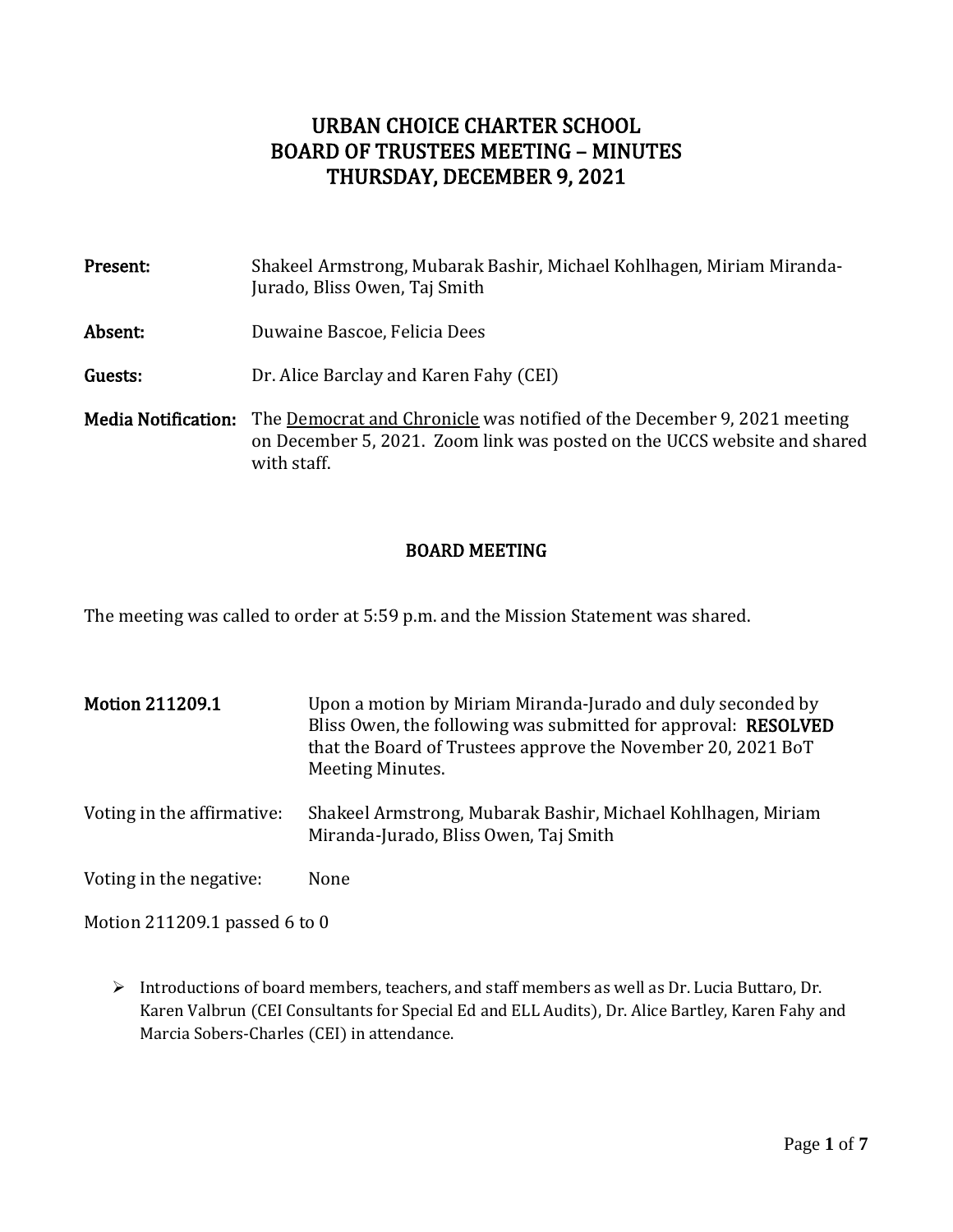# URBAN CHOICE CHARTER SCHOOL
# BOARD OF TRUSTEES MEETING – MINUTES
# THURSDAY, DECEMBER 9, 2021

**Present:** Shakeel Armstrong, Mubarak Bashir, Michael Kohlhagen, Miriam Miranda-Jurado, Bliss Owen, Taj Smith

**Absent:** Duwaine Bascoe, Felicia Dees

**Guests:** Dr. Alice Barclay and Karen Fahy (CEI)

**Media Notification:** The Democrat and Chronicle was notified of the December 9, 2021 meeting on December 5, 2021. Zoom link was posted on the UCCS website and shared with staff.

## BOARD MEETING

The meeting was called to order at 5:59 p.m. and the Mission Statement was shared.

**Motion 211209.1** Upon a motion by Miriam Miranda-Jurado and duly seconded by Bliss Owen, the following was submitted for approval: **RESOLVED** that the Board of Trustees approve the November 20, 2021 BoT Meeting Minutes.

Voting in the affirmative: Shakeel Armstrong, Mubarak Bashir, Michael Kohlhagen, Miriam Miranda-Jurado, Bliss Owen, Taj Smith

Voting in the negative: None

Motion 211209.1 passed 6 to 0

- Introductions of board members, teachers, and staff members as well as Dr. Lucia Buttaro, Dr. Karen Valbrun (CEI Consultants for Special Ed and ELL Audits), Dr. Alice Bartley, Karen Fahy and Marcia Sobers-Charles (CEI) in attendance.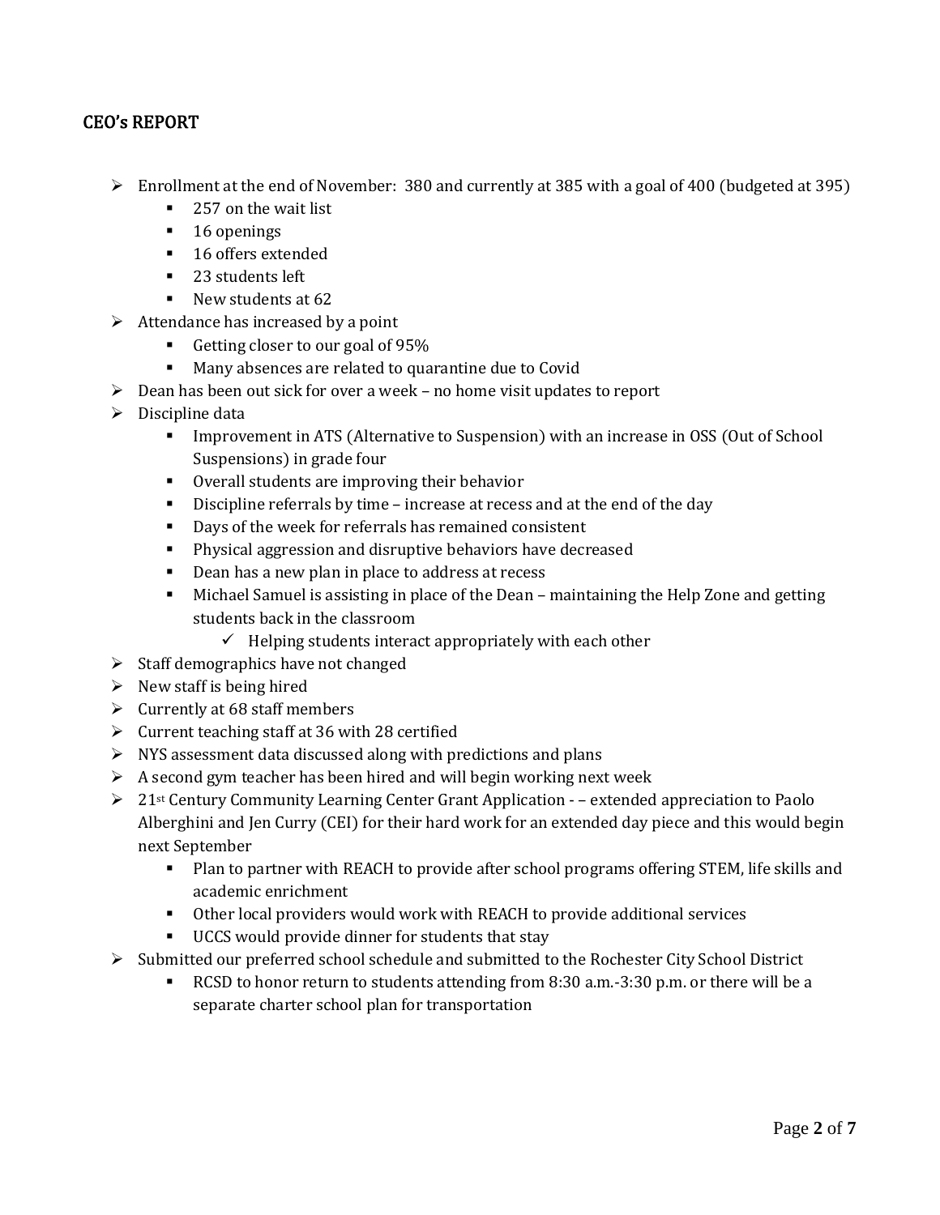## CEO's REPORT

- Enrollment at the end of November: 380 and currently at 385 with a goal of 400 (budgeted at 395)
  - 257 on the wait list
  - 16 openings
  - 16 offers extended
  - 23 students left
  - New students at 62
- Attendance has increased by a point
  - Getting closer to our goal of 95%
  - Many absences are related to quarantine due to Covid
- Dean has been out sick for over a week – no home visit updates to report
- Discipline data
  - Improvement in ATS (Alternative to Suspension) with an increase in OSS (Out of School Suspensions) in grade four
  - Overall students are improving their behavior
  - Discipline referrals by time – increase at recess and at the end of the day
  - Days of the week for referrals has remained consistent
  - Physical aggression and disruptive behaviors have decreased
  - Dean has a new plan in place to address at recess
  - Michael Samuel is assisting in place of the Dean – maintaining the Help Zone and getting students back in the classroom
    - ✓ Helping students interact appropriately with each other
- Staff demographics have not changed
- New staff is being hired
- Currently at 68 staff members
- Current teaching staff at 36 with 28 certified
- NYS assessment data discussed along with predictions and plans
- A second gym teacher has been hired and will begin working next week
- 21st Century Community Learning Center Grant Application - – extended appreciation to Paolo Alberghini and Jen Curry (CEI) for their hard work for an extended day piece and this would begin next September
  - Plan to partner with REACH to provide after school programs offering STEM, life skills and academic enrichment
  - Other local providers would work with REACH to provide additional services
  - UCCS would provide dinner for students that stay
- Submitted our preferred school schedule and submitted to the Rochester City School District
  - RCSD to honor return to students attending from 8:30 a.m.-3:30 p.m. or there will be a separate charter school plan for transportation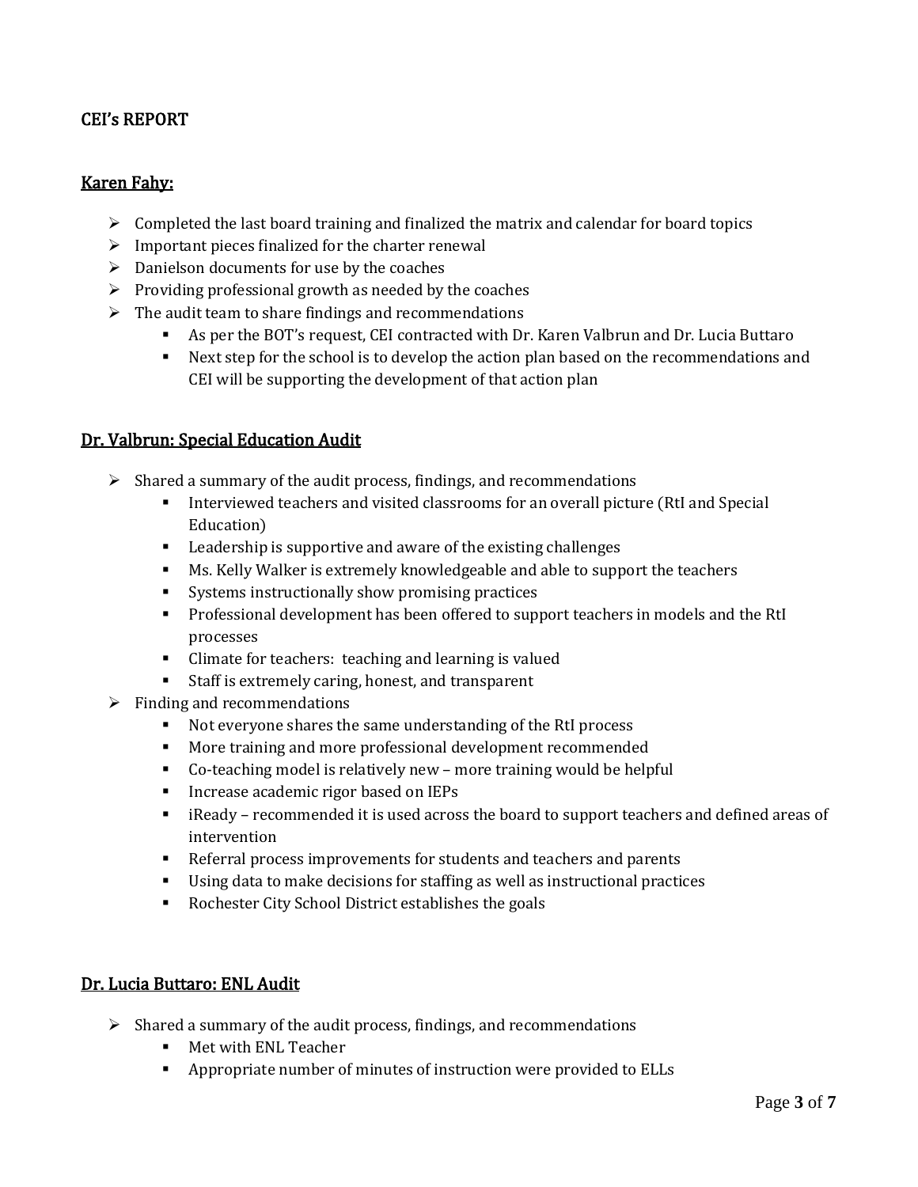## CEI's REPORT

### Karen Fahy:

- Completed the last board training and finalized the matrix and calendar for board topics
- Important pieces finalized for the charter renewal
- Danielson documents for use by the coaches
- Providing professional growth as needed by the coaches
- The audit team to share findings and recommendations
    - As per the BOT's request, CEI contracted with Dr. Karen Valbrun and Dr. Lucia Buttaro
    - Next step for the school is to develop the action plan based on the recommendations and CEI will be supporting the development of that action plan

### Dr. Valbrun: Special Education Audit

- Shared a summary of the audit process, findings, and recommendations
    - Interviewed teachers and visited classrooms for an overall picture (RtI and Special Education)
    - Leadership is supportive and aware of the existing challenges
    - Ms. Kelly Walker is extremely knowledgeable and able to support the teachers
    - Systems instructionally show promising practices
    - Professional development has been offered to support teachers in models and the RtI processes
    - Climate for teachers: teaching and learning is valued
    - Staff is extremely caring, honest, and transparent
- Finding and recommendations
    - Not everyone shares the same understanding of the RtI process
    - More training and more professional development recommended
    - Co-teaching model is relatively new – more training would be helpful
    - Increase academic rigor based on IEPs
    - iReady – recommended it is used across the board to support teachers and defined areas of intervention
    - Referral process improvements for students and teachers and parents
    - Using data to make decisions for staffing as well as instructional practices
    - Rochester City School District establishes the goals

### Dr. Lucia Buttaro: ENL Audit

- Shared a summary of the audit process, findings, and recommendations
    - Met with ENL Teacher
    - Appropriate number of minutes of instruction were provided to ELLs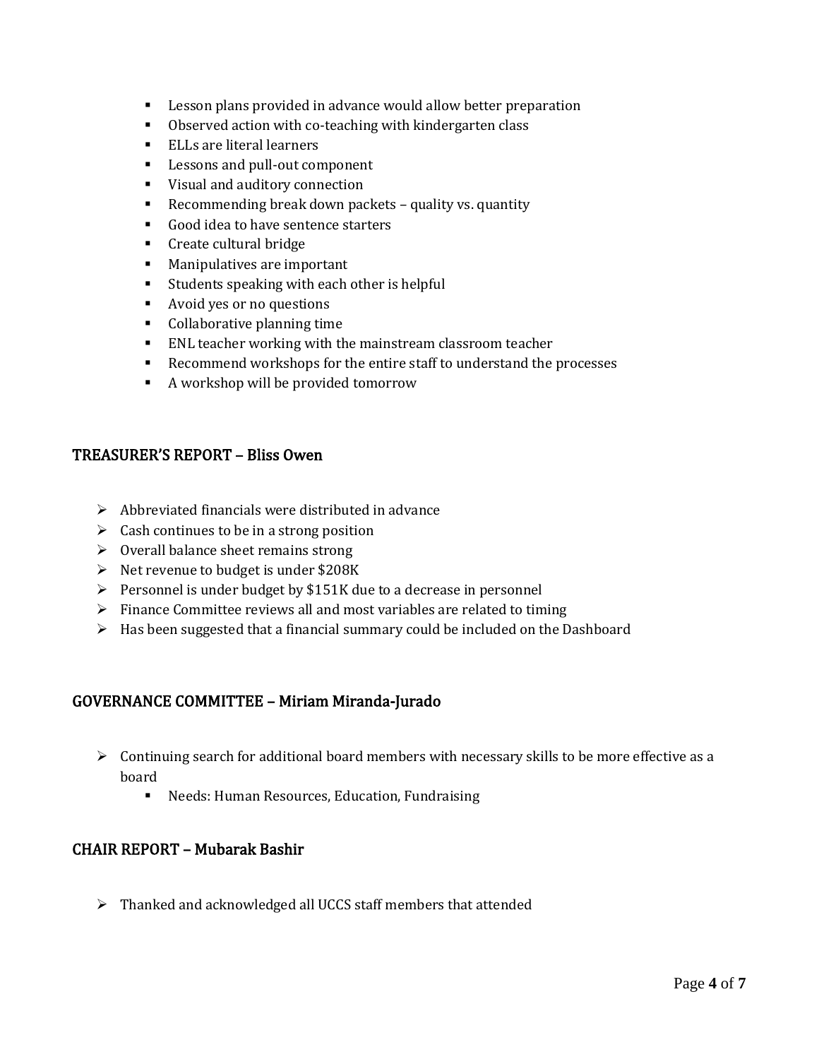- Lesson plans provided in advance would allow better preparation
- Observed action with co-teaching with kindergarten class
- ELLs are literal learners
- Lessons and pull-out component
- Visual and auditory connection
- Recommending break down packets – quality vs. quantity
- Good idea to have sentence starters
- Create cultural bridge
- Manipulatives are important
- Students speaking with each other is helpful
- Avoid yes or no questions
- Collaborative planning time
- ENL teacher working with the mainstream classroom teacher
- Recommend workshops for the entire staff to understand the processes
- A workshop will be provided tomorrow

## TREASURER'S REPORT – Bliss Owen

- Abbreviated financials were distributed in advance
- Cash continues to be in a strong position
- Overall balance sheet remains strong
- Net revenue to budget is under $208K
- Personnel is under budget by $151K due to a decrease in personnel
- Finance Committee reviews all and most variables are related to timing
- Has been suggested that a financial summary could be included on the Dashboard

## GOVERNANCE COMMITTEE – Miriam Miranda-Jurado

- Continuing search for additional board members with necessary skills to be more effective as a board
  - Needs: Human Resources, Education, Fundraising

## CHAIR REPORT – Mubarak Bashir

- Thanked and acknowledged all UCCS staff members that attended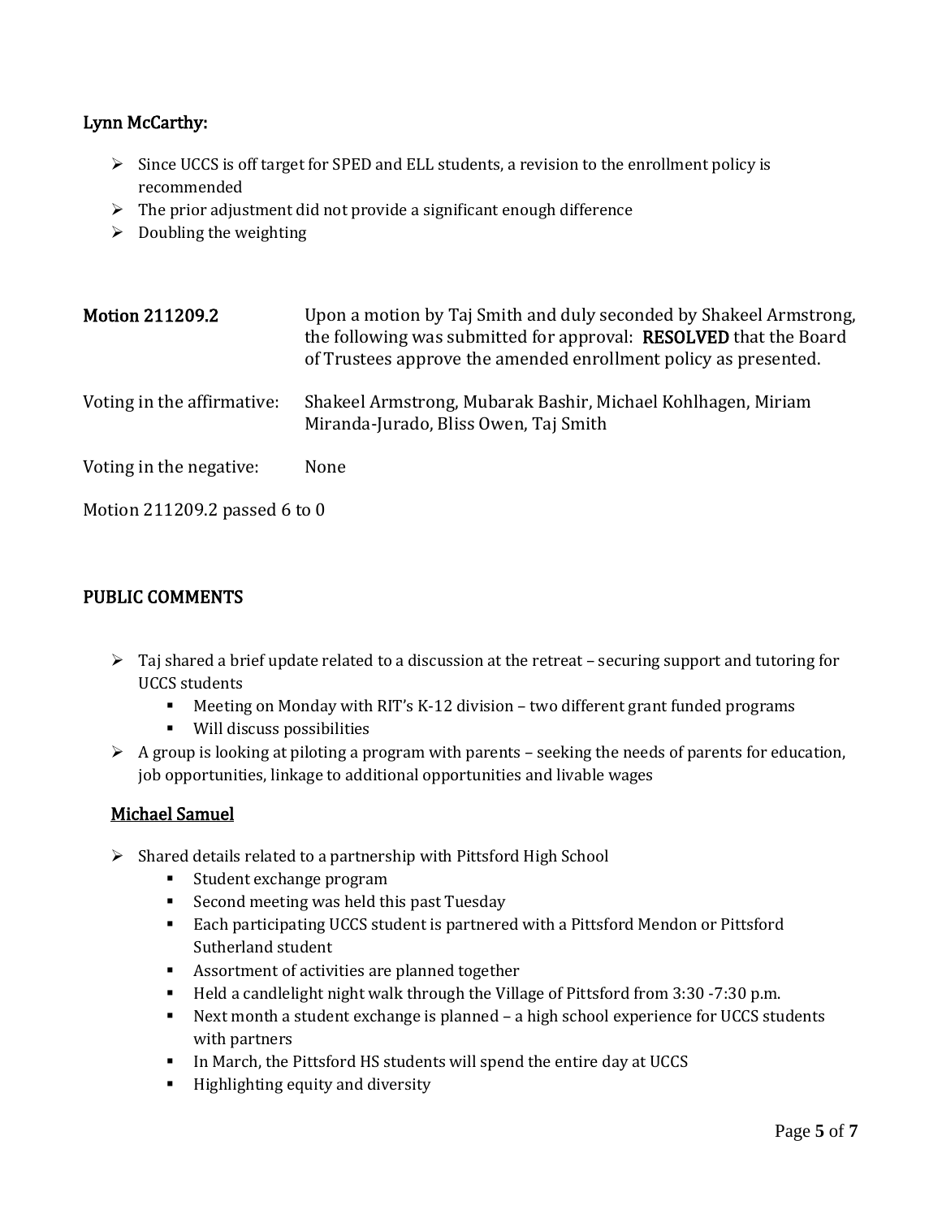### Lynn McCarthy:

- Since UCCS is off target for SPED and ELL students, a revision to the enrollment policy is recommended
- The prior adjustment did not provide a significant enough difference
- Doubling the weighting

**Motion 211209.2** Upon a motion by Taj Smith and duly seconded by Shakeel Armstrong, the following was submitted for approval: **RESOLVED** that the Board of Trustees approve the amended enrollment policy as presented.

Voting in the affirmative: Shakeel Armstrong, Mubarak Bashir, Michael Kohlhagen, Miriam Miranda-Jurado, Bliss Owen, Taj Smith

Voting in the negative: None

Motion 211209.2 passed 6 to 0

## PUBLIC COMMENTS

- Taj shared a brief update related to a discussion at the retreat – securing support and tutoring for UCCS students
  - Meeting on Monday with RIT's K-12 division – two different grant funded programs
  - Will discuss possibilities
- A group is looking at piloting a program with parents – seeking the needs of parents for education, job opportunities, linkage to additional opportunities and livable wages

### Michael Samuel

- Shared details related to a partnership with Pittsford High School
  - Student exchange program
  - Second meeting was held this past Tuesday
  - Each participating UCCS student is partnered with a Pittsford Mendon or Pittsford Sutherland student
  - Assortment of activities are planned together
  - Held a candlelight night walk through the Village of Pittsford from 3:30 -7:30 p.m.
  - Next month a student exchange is planned – a high school experience for UCCS students with partners
  - In March, the Pittsford HS students will spend the entire day at UCCS
  - Highlighting equity and diversity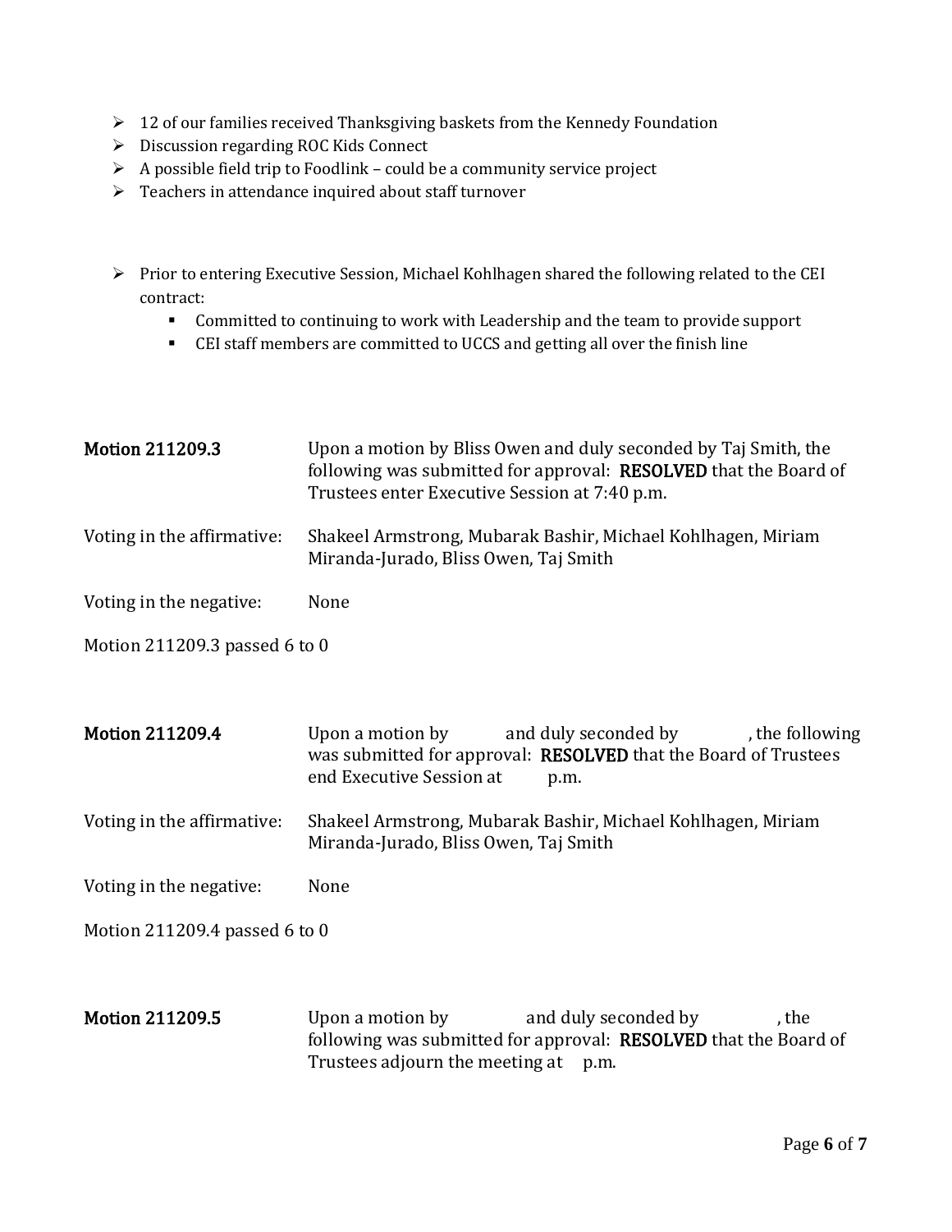- 12 of our families received Thanksgiving baskets from the Kennedy Foundation
- Discussion regarding ROC Kids Connect
- A possible field trip to Foodlink – could be a community service project
- Teachers in attendance inquired about staff turnover

- Prior to entering Executive Session, Michael Kohlhagen shared the following related to the CEI contract:
  - Committed to continuing to work with Leadership and the team to provide support
  - CEI staff members are committed to UCCS and getting all over the finish line

**Motion 211209.3** — Upon a motion by Bliss Owen and duly seconded by Taj Smith, the following was submitted for approval: **RESOLVED** that the Board of Trustees enter Executive Session at 7:40 p.m.

Voting in the affirmative: Shakeel Armstrong, Mubarak Bashir, Michael Kohlhagen, Miriam Miranda-Jurado, Bliss Owen, Taj Smith

Voting in the negative: None

Motion 211209.3 passed 6 to 0

**Motion 211209.4** — Upon a motion by and duly seconded by , the following was submitted for approval: **RESOLVED** that the Board of Trustees end Executive Session at p.m.

Voting in the affirmative: Shakeel Armstrong, Mubarak Bashir, Michael Kohlhagen, Miriam Miranda-Jurado, Bliss Owen, Taj Smith

Voting in the negative: None

Motion 211209.4 passed 6 to 0

**Motion 211209.5** — Upon a motion by and duly seconded by , the following was submitted for approval: **RESOLVED** that the Board of Trustees adjourn the meeting at p.m.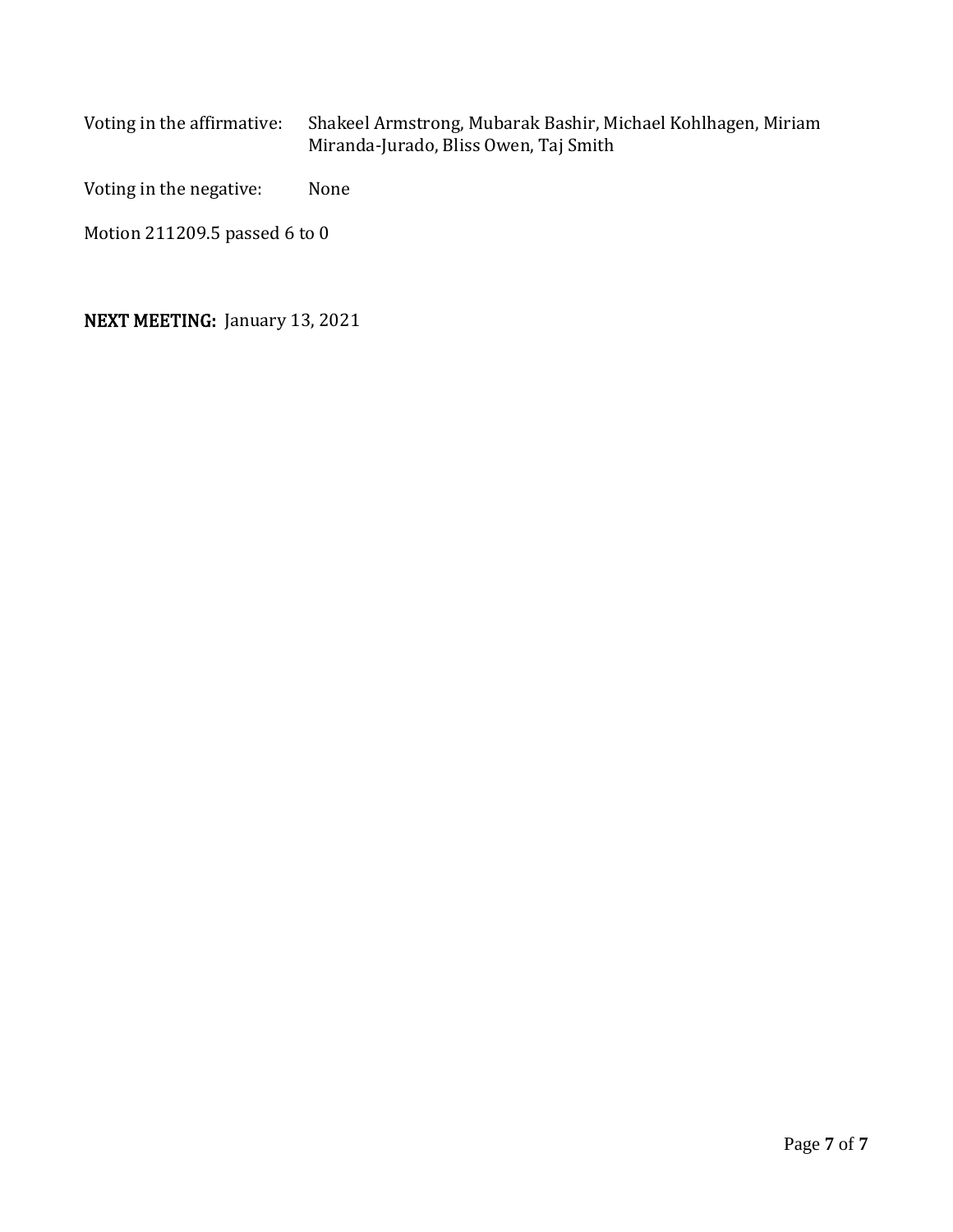Voting in the affirmative: Shakeel Armstrong, Mubarak Bashir, Michael Kohlhagen, Miriam Miranda-Jurado, Bliss Owen, Taj Smith

Voting in the negative: None

Motion 211209.5 passed 6 to 0

**NEXT MEETING:** January 13, 2021